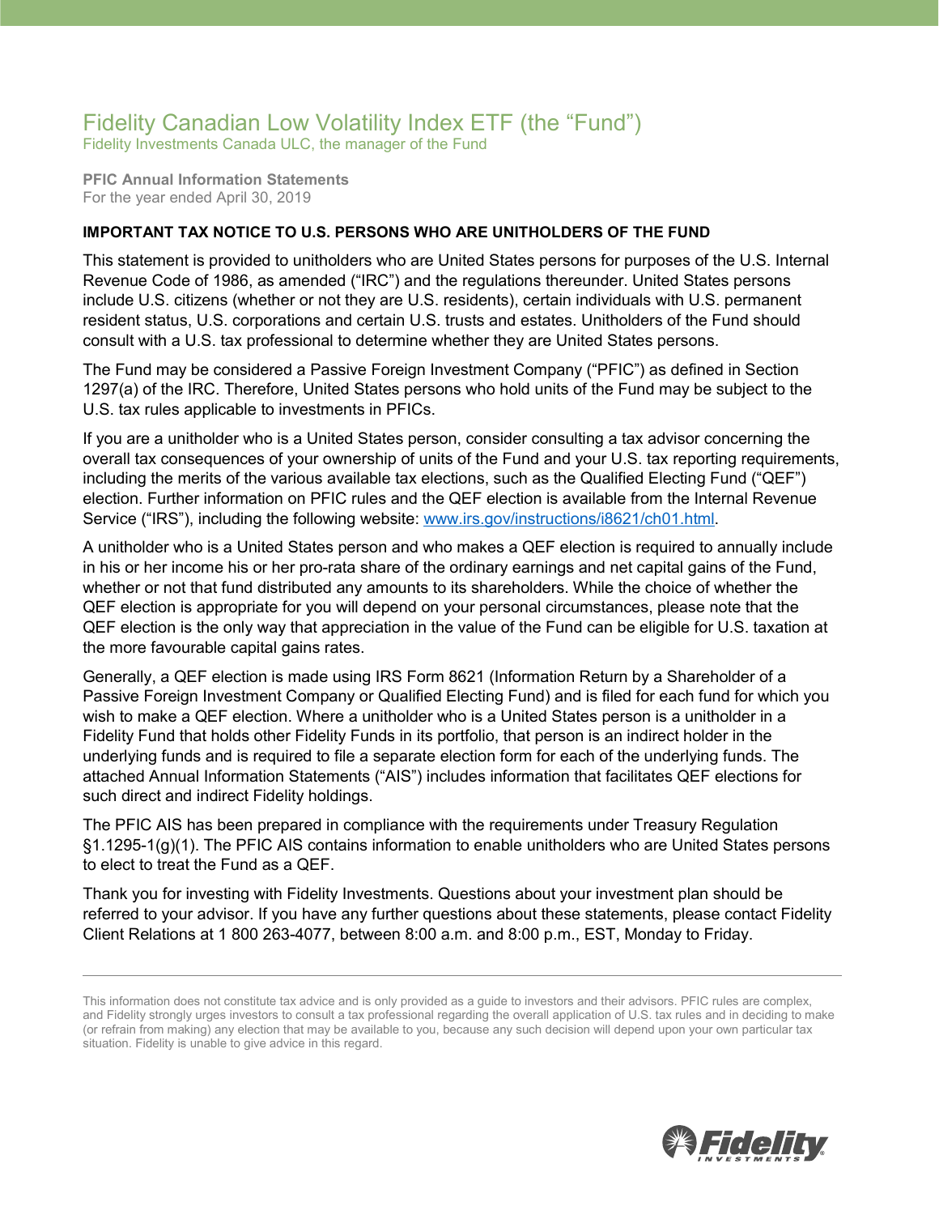# Fidelity Canadian Low Volatility Index ETF (the "Fund")

Fidelity Investments Canada ULC, the manager of the Fund

**PFIC Annual Information Statements**
For the year ended April 30, 2019

**IMPORTANT TAX NOTICE TO U.S. PERSONS WHO ARE UNITHOLDERS OF THE FUND**

This statement is provided to unitholders who are United States persons for purposes of the U.S. Internal Revenue Code of 1986, as amended ("IRC") and the regulations thereunder. United States persons include U.S. citizens (whether or not they are U.S. residents), certain individuals with U.S. permanent resident status, U.S. corporations and certain U.S. trusts and estates. Unitholders of the Fund should consult with a U.S. tax professional to determine whether they are United States persons.

The Fund may be considered a Passive Foreign Investment Company ("PFIC") as defined in Section 1297(a) of the IRC. Therefore, United States persons who hold units of the Fund may be subject to the U.S. tax rules applicable to investments in PFICs.

If you are a unitholder who is a United States person, consider consulting a tax advisor concerning the overall tax consequences of your ownership of units of the Fund and your U.S. tax reporting requirements, including the merits of the various available tax elections, such as the Qualified Electing Fund ("QEF") election. Further information on PFIC rules and the QEF election is available from the Internal Revenue Service ("IRS"), including the following website: [www.irs.gov/instructions/i8621/ch01.html](www.irs.gov/instructions/i8621/ch01.html).

A unitholder who is a United States person and who makes a QEF election is required to annually include in his or her income his or her pro-rata share of the ordinary earnings and net capital gains of the Fund, whether or not that fund distributed any amounts to its shareholders. While the choice of whether the QEF election is appropriate for you will depend on your personal circumstances, please note that the QEF election is the only way that appreciation in the value of the Fund can be eligible for U.S. taxation at the more favourable capital gains rates.

Generally, a QEF election is made using IRS Form 8621 (Information Return by a Shareholder of a Passive Foreign Investment Company or Qualified Electing Fund) and is filed for each fund for which you wish to make a QEF election. Where a unitholder who is a United States person is a unitholder in a Fidelity Fund that holds other Fidelity Funds in its portfolio, that person is an indirect holder in the underlying funds and is required to file a separate election form for each of the underlying funds. The attached Annual Information Statements ("AIS") includes information that facilitates QEF elections for such direct and indirect Fidelity holdings.

The PFIC AIS has been prepared in compliance with the requirements under Treasury Regulation §1.1295-1(g)(1). The PFIC AIS contains information to enable unitholders who are United States persons to elect to treat the Fund as a QEF.

Thank you for investing with Fidelity Investments. Questions about your investment plan should be referred to your advisor. If you have any further questions about these statements, please contact Fidelity Client Relations at 1 800 263-4077, between 8:00 a.m. and 8:00 p.m., EST, Monday to Friday.

---

This information does not constitute tax advice and is only provided as a guide to investors and their advisors. PFIC rules are complex, and Fidelity strongly urges investors to consult a tax professional regarding the overall application of U.S. tax rules and in deciding to make (or refrain from making) any election that may be available to you, because any such decision will depend upon your own particular tax situation. Fidelity is unable to give advice in this regard.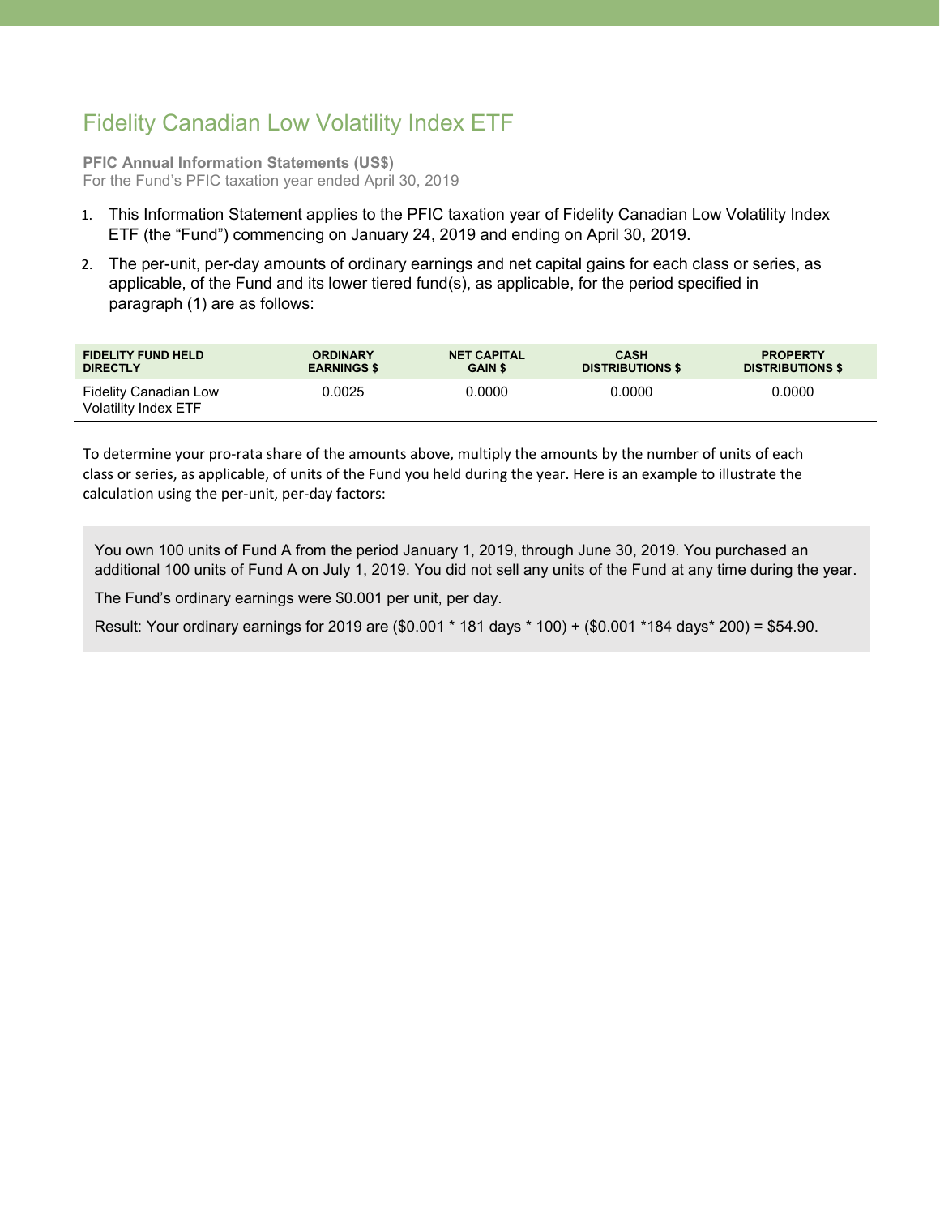# Fidelity Canadian Low Volatility Index ETF

**PFIC Annual Information Statements (US$)**
For the Fund's PFIC taxation year ended April 30, 2019

1. This Information Statement applies to the PFIC taxation year of Fidelity Canadian Low Volatility Index ETF (the "Fund") commencing on January 24, 2019 and ending on April 30, 2019.
2. The per-unit, per-day amounts of ordinary earnings and net capital gains for each class or series, as applicable, of the Fund and its lower tiered fund(s), as applicable, for the period specified in paragraph (1) are as follows:

| FIDELITY FUND HELD DIRECTLY | ORDINARY EARNINGS $ | NET CAPITAL GAIN $ | CASH DISTRIBUTIONS $ | PROPERTY DISTRIBUTIONS $ |
|---|---|---|---|---|
| Fidelity Canadian Low Volatility Index ETF | 0.0025 | 0.0000 | 0.0000 | 0.0000 |

To determine your pro-rata share of the amounts above, multiply the amounts by the number of units of each class or series, as applicable, of units of the Fund you held during the year. Here is an example to illustrate the calculation using the per-unit, per-day factors:

> You own 100 units of Fund A from the period January 1, 2019, through June 30, 2019. You purchased an additional 100 units of Fund A on July 1, 2019. You did not sell any units of the Fund at any time during the year.
>
> The Fund's ordinary earnings were $0.001 per unit, per day.
>
> Result: Your ordinary earnings for 2019 are ($0.001 * 181 days * 100) + ($0.001 *184 days* 200) = $54.90.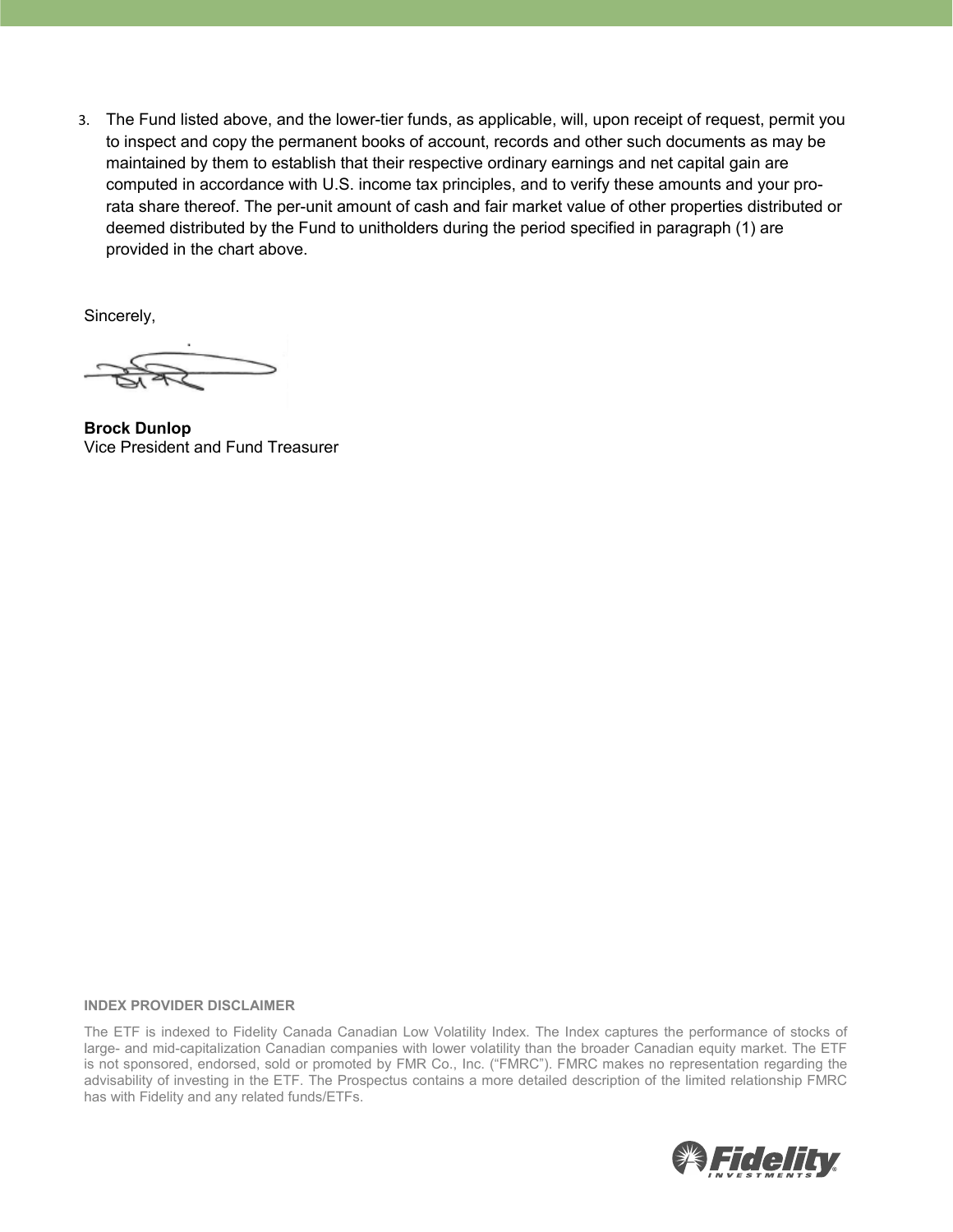3. The Fund listed above, and the lower-tier funds, as applicable, will, upon receipt of request, permit you to inspect and copy the permanent books of account, records and other such documents as may be maintained by them to establish that their respective ordinary earnings and net capital gain are computed in accordance with U.S. income tax principles, and to verify these amounts and your pro-rata share thereof. The per-unit amount of cash and fair market value of other properties distributed or deemed distributed by the Fund to unitholders during the period specified in paragraph (1) are provided in the chart above.

Sincerely,

**Brock Dunlop**
Vice President and Fund Treasurer

**INDEX PROVIDER DISCLAIMER**

The ETF is indexed to Fidelity Canada Canadian Low Volatility Index. The Index captures the performance of stocks of large- and mid-capitalization Canadian companies with lower volatility than the broader Canadian equity market. The ETF is not sponsored, endorsed, sold or promoted by FMR Co., Inc. ("FMRC"). FMRC makes no representation regarding the advisability of investing in the ETF. The Prospectus contains a more detailed description of the limited relationship FMRC has with Fidelity and any related funds/ETFs.